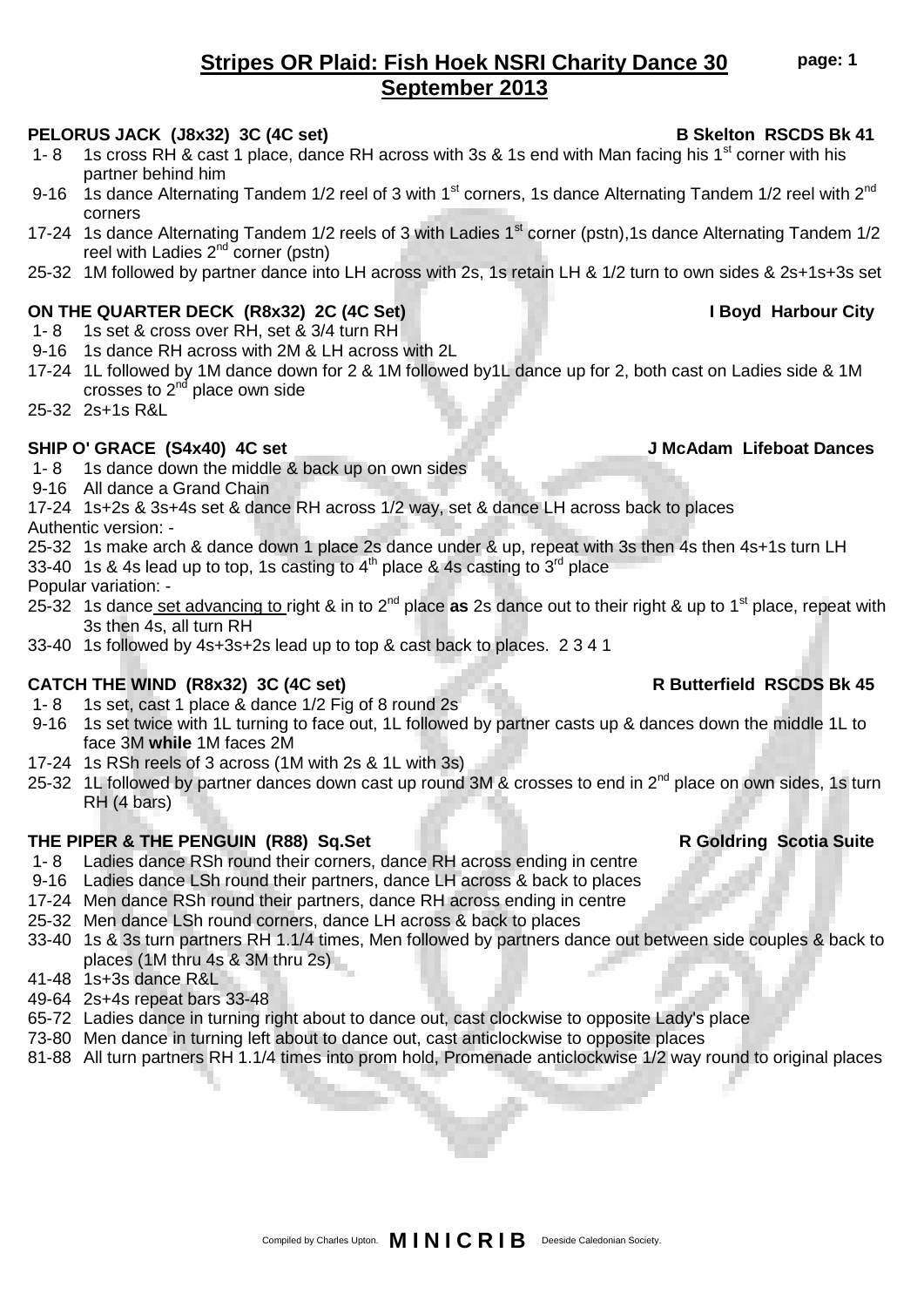# Stripes OR Plaid: Fish Hoek NSRI Charity Dance 30 September 2013

### PELORUS JACK (J8x32) 3C (4C set) — B Skelton RSCDS Bk 41

- 1- 8 1s cross RH & cast 1 place, dance RH across with 3s & 1s end with Man facing his 1st corner with his partner behind him
- 9-16 1s dance Alternating Tandem 1/2 reel of 3 with 1st corners, 1s dance Alternating Tandem 1/2 reel with 2nd corners
- 17-24 1s dance Alternating Tandem 1/2 reels of 3 with Ladies 1st corner (pstn),1s dance Alternating Tandem 1/2 reel with Ladies 2nd corner (pstn)
- 25-32 1M followed by partner dance into LH across with 2s, 1s retain LH & 1/2 turn to own sides & 2s+1s+3s set

### ON THE QUARTER DECK (R8x32) 2C (4C Set) — I Boyd Harbour City

- 1- 8 1s set & cross over RH, set & 3/4 turn RH
- 9-16 1s dance RH across with 2M & LH across with 2L
- 17-24 1L followed by 1M dance down for 2 & 1M followed by1L dance up for 2, both cast on Ladies side & 1M crosses to 2nd place own side
- 25-32 2s+1s R&L

### SHIP O' GRACE (S4x40) 4C set — J McAdam Lifeboat Dances

- 1- 8 1s dance down the middle & back up on own sides
- 9-16 All dance a Grand Chain
- 17-24 1s+2s & 3s+4s set & dance RH across 1/2 way, set & dance LH across back to places

Authentic version: -

- 25-32 1s make arch & dance down 1 place 2s dance under & up, repeat with 3s then 4s then 4s+1s turn LH
- 33-40 1s & 4s lead up to top, 1s casting to 4th place & 4s casting to 3rd place

Popular variation: -

- 25-32 1s dance set advancing to right & in to 2nd place **as** 2s dance out to their right & up to 1st place, repeat with 3s then 4s, all turn RH
- 33-40 1s followed by 4s+3s+2s lead up to top & cast back to places. 2 3 4 1

### CATCH THE WIND (R8x32) 3C (4C set) — R Butterfield RSCDS Bk 45

- 1- 8 1s set, cast 1 place & dance 1/2 Fig of 8 round 2s
- 9-16 1s set twice with 1L turning to face out, 1L followed by partner casts up & dances down the middle 1L to face 3M **while** 1M faces 2M
- 17-24 1s RSh reels of 3 across (1M with 2s & 1L with 3s)
- 25-32 1L followed by partner dances down cast up round 3M & crosses to end in 2nd place on own sides, 1s turn RH (4 bars)

### THE PIPER & THE PENGUIN (R88) Sq.Set — R Goldring Scotia Suite

- 1- 8 Ladies dance RSh round their corners, dance RH across ending in centre
- 9-16 Ladies dance LSh round their partners, dance LH across & back to places
- 17-24 Men dance RSh round their partners, dance RH across ending in centre
- 25-32 Men dance LSh round corners, dance LH across & back to places
- 33-40 1s & 3s turn partners RH 1.1/4 times, Men followed by partners dance out between side couples & back to places (1M thru 4s & 3M thru 2s)
- 41-48 1s+3s dance R&L
- 49-64 2s+4s repeat bars 33-48
- 65-72 Ladies dance in turning right about to dance out, cast clockwise to opposite Lady's place
- 73-80 Men dance in turning left about to dance out, cast anticlockwise to opposite places
- 81-88 All turn partners RH 1.1/4 times into prom hold, Promenade anticlockwise 1/2 way round to original places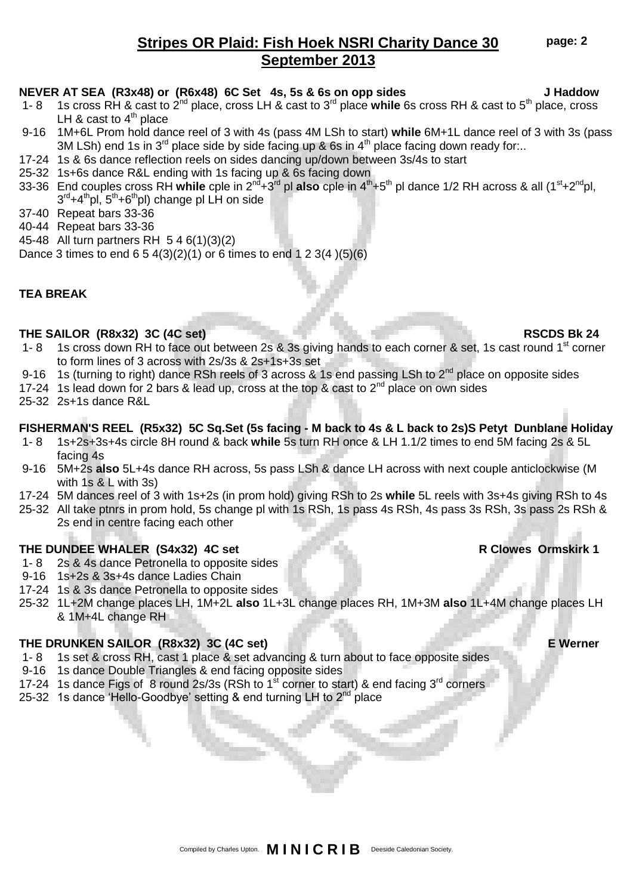## Stripes OR Plaid: Fish Hoek NSRI Charity Dance 30 September 2013

**NEVER AT SEA (R3x48) or (R6x48) 6C Set 4s, 5s & 6s on opp sides** **J Haddow**

- 1- 8 1s cross RH & cast to 2nd place, cross LH & cast to 3rd place **while** 6s cross RH & cast to 5th place, cross LH & cast to 4th place
- 9-16 1M+6L Prom hold dance reel of 3 with 4s (pass 4M LSh to start) **while** 6M+1L dance reel of 3 with 3s (pass 3M LSh) end 1s in 3rd place side by side facing up & 6s in 4th place facing down ready for:..
- 17-24 1s & 6s dance reflection reels on sides dancing up/down between 3s/4s to start
- 25-32 1s+6s dance R&L ending with 1s facing up & 6s facing down
- 33-36 End couples cross RH **while** cple in 2nd+3rd pl **also** cple in 4th+5th pl dance 1/2 RH across & all (1st+2ndpl, 3rd+4thpl, 5th+6thpl) change pl LH on side
- 37-40 Repeat bars 33-36
- 40-44 Repeat bars 33-36
- 45-48 All turn partners RH 5 4 6(1)(3)(2)

Dance 3 times to end 6 5 4(3)(2)(1) or 6 times to end 1 2 3(4 )(5)(6)

**TEA BREAK**

**THE SAILOR (R8x32) 3C (4C set)** **RSCDS Bk 24**

- 1- 8 1s cross down RH to face out between 2s & 3s giving hands to each corner & set, 1s cast round 1st corner to form lines of 3 across with 2s/3s & 2s+1s+3s set
- 9-16 1s (turning to right) dance RSh reels of 3 across & 1s end passing LSh to 2nd place on opposite sides
- 17-24 1s lead down for 2 bars & lead up, cross at the top & cast to 2nd place on own sides
- 25-32 2s+1s dance R&L

**FISHERMAN'S REEL (R5x32) 5C Sq.Set (5s facing - M back to 4s & L back to 2s)S Petyt Dunblane Holiday**

- 1- 8 1s+2s+3s+4s circle 8H round & back **while** 5s turn RH once & LH 1.1/2 times to end 5M facing 2s & 5L facing 4s
- 9-16 5M+2s **also** 5L+4s dance RH across, 5s pass LSh & dance LH across with next couple anticlockwise (M with 1s & L with 3s)
- 17-24 5M dances reel of 3 with 1s+2s (in prom hold) giving RSh to 2s **while** 5L reels with 3s+4s giving RSh to 4s
- 25-32 All take ptnrs in prom hold, 5s change pl with 1s RSh, 1s pass 4s RSh, 4s pass 3s RSh, 3s pass 2s RSh & 2s end in centre facing each other

**THE DUNDEE WHALER (S4x32) 4C set** **R Clowes Ormskirk 1**

- 1- 8 2s & 4s dance Petronella to opposite sides
- 9-16 1s+2s & 3s+4s dance Ladies Chain
- 17-24 1s & 3s dance Petronella to opposite sides
- 25-32 1L+2M change places LH, 1M+2L **also** 1L+3L change places RH, 1M+3M **also** 1L+4M change places LH & 1M+4L change RH

**THE DRUNKEN SAILOR (R8x32) 3C (4C set)** **E Werner**

- 1- 8 1s set & cross RH, cast 1 place & set advancing & turn about to face opposite sides
- 9-16 1s dance Double Triangles & end facing opposite sides
- 17-24 1s dance Figs of 8 round 2s/3s (RSh to 1st corner to start) & end facing 3rd corners
- 25-32 1s dance 'Hello-Goodbye' setting & end turning LH to 2nd place

Compiled by Charles Upton. **MINICRIB** Deeside Caledonian Society.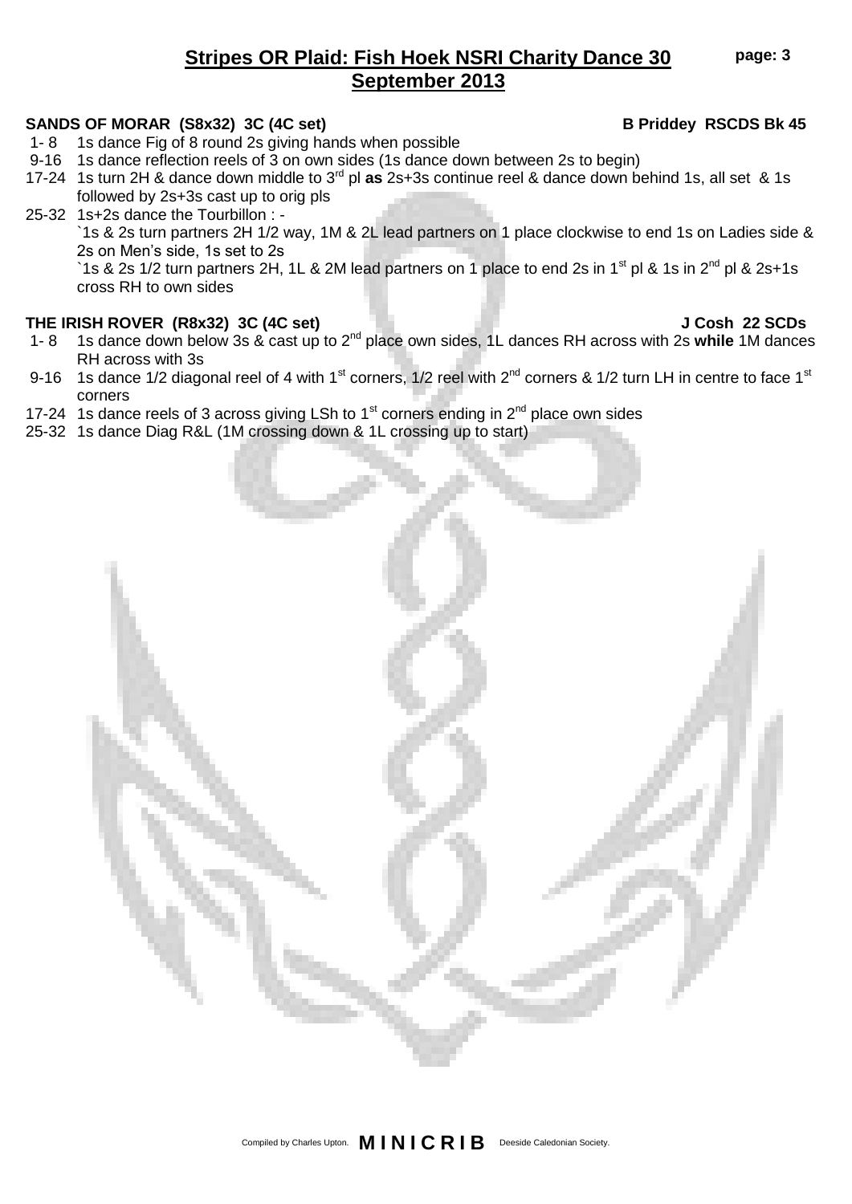**SANDS OF MORAR (S8x32) 3C (4C set)** **B Priddey RSCDS Bk 45**

- 1- 8 1s dance Fig of 8 round 2s giving hands when possible
- 9-16 1s dance reflection reels of 3 on own sides (1s dance down between 2s to begin)
- 17-24 1s turn 2H & dance down middle to 3rd pl **as** 2s+3s continue reel & dance down behind 1s, all set & 1s followed by 2s+3s cast up to orig pls
- 25-32 1s+2s dance the Tourbillon : -
  `1s & 2s turn partners 2H 1/2 way, 1M & 2L lead partners on 1 place clockwise to end 1s on Ladies side & 2s on Men's side, 1s set to 2s
  `1s & 2s 1/2 turn partners 2H, 1L & 2M lead partners on 1 place to end 2s in 1st pl & 1s in 2nd pl & 2s+1s cross RH to own sides

**THE IRISH ROVER (R8x32) 3C (4C set)** **J Cosh 22 SCDs**

- 1- 8 1s dance down below 3s & cast up to 2nd place own sides, 1L dances RH across with 2s **while** 1M dances RH across with 3s
- 9-16 1s dance 1/2 diagonal reel of 4 with 1st corners, 1/2 reel with 2nd corners & 1/2 turn LH in centre to face 1st corners
- 17-24 1s dance reels of 3 across giving LSh to 1st corners ending in 2nd place own sides
- 25-32 1s dance Diag R&L (1M crossing down & 1L crossing up to start)